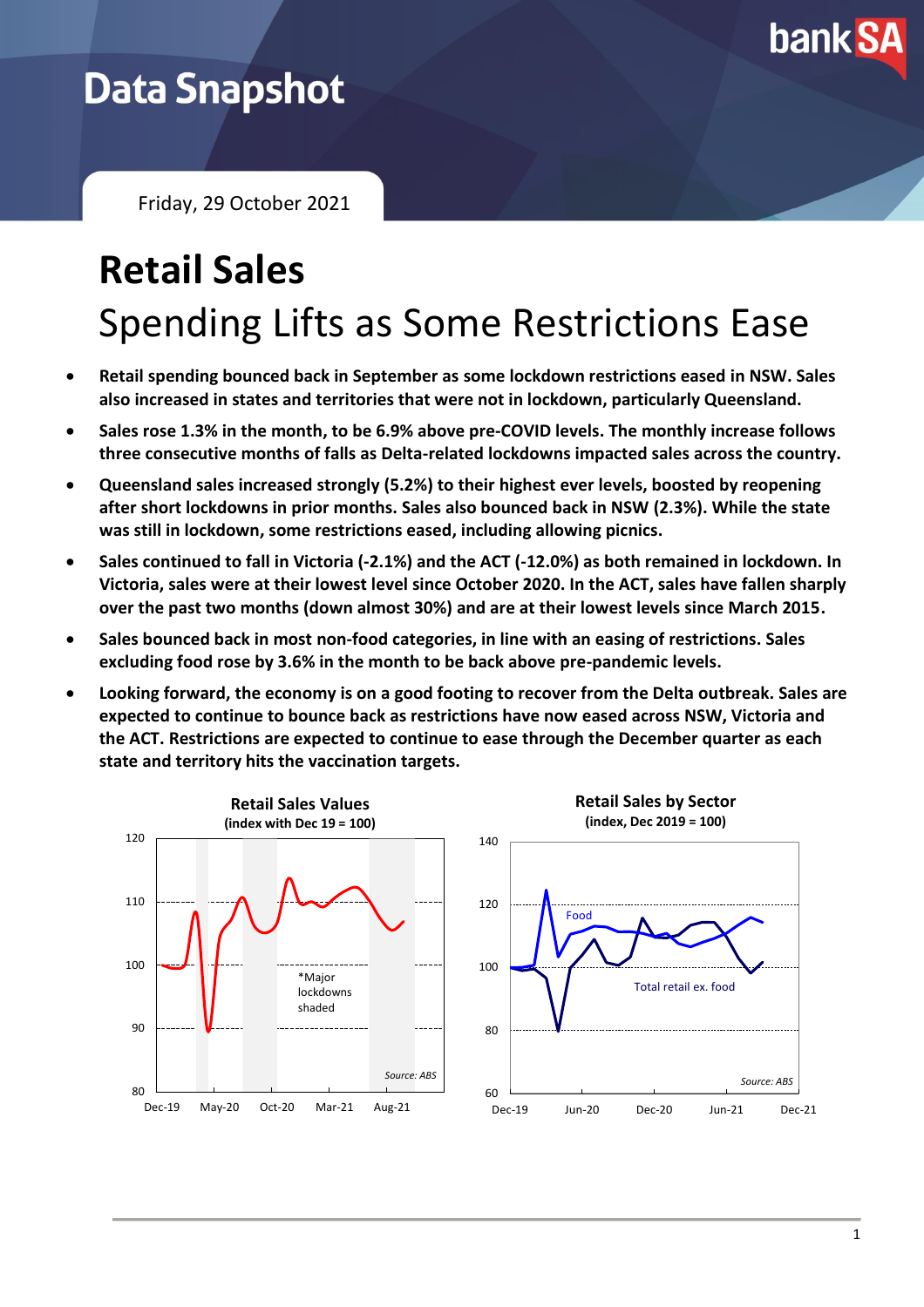# Data Snapshot

Friday, 29 October 2021

# Retail Sales

## Spending Lifts as Some Restrictions Ease

- **Retail spending bounced back in September as some lockdown restrictions eased in NSW. Sales also increased in states and territories that were not in lockdown, particularly Queensland.**
- **Sales rose 1.3% in the month, to be 6.9% above pre-COVID levels. The monthly increase follows three consecutive months of falls as Delta-related lockdowns impacted sales across the country.**
- **Queensland sales increased strongly (5.2%) to their highest ever levels, boosted by reopening after short lockdowns in prior months. Sales also bounced back in NSW (2.3%). While the state was still in lockdown, some restrictions eased, including allowing picnics.**
- **Sales continued to fall in Victoria (-2.1%) and the ACT (-12.0%) as both remained in lockdown. In Victoria, sales were at their lowest level since October 2020. In the ACT, sales have fallen sharply over the past two months (down almost 30%) and are at their lowest levels since March 2015.**
- **Sales bounced back in most non-food categories, in line with an easing of restrictions. Sales excluding food rose by 3.6% in the month to be back above pre-pandemic levels.**
- **Looking forward, the economy is on a good footing to recover from the Delta outbreak. Sales are expected to continue to bounce back as restrictions have now eased across NSW, Victoria and the ACT. Restrictions are expected to continue to ease through the December quarter as each state and territory hits the vaccination targets.**

**Retail Sales Values**
**(index with Dec 19 = 100)**

*Major lockdowns shaded

*Source: ABS*

**Retail Sales by Sector**
**(index, Dec 2019 = 100)**

Food; Total retail ex. food

*Source: ABS*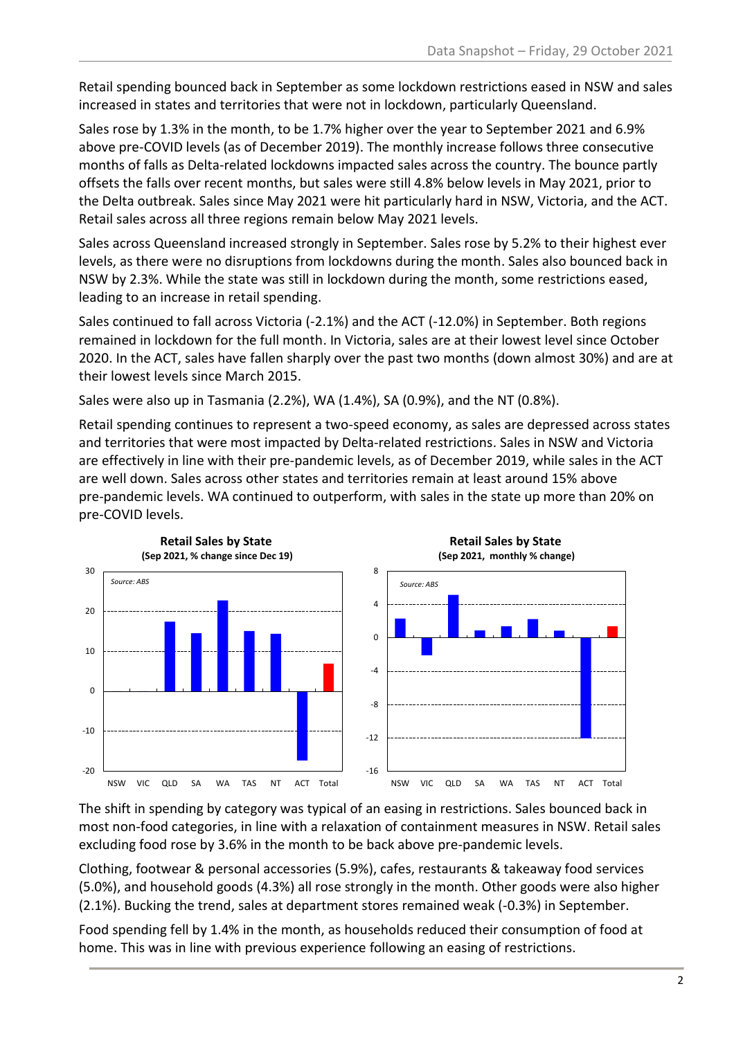Retail spending bounced back in September as some lockdown restrictions eased in NSW and sales increased in states and territories that were not in lockdown, particularly Queensland.

Sales rose by 1.3% in the month, to be 1.7% higher over the year to September 2021 and 6.9% above pre-COVID levels (as of December 2019). The monthly increase follows three consecutive months of falls as Delta-related lockdowns impacted sales across the country. The bounce partly offsets the falls over recent months, but sales were still 4.8% below levels in May 2021, prior to the Delta outbreak. Sales since May 2021 were hit particularly hard in NSW, Victoria, and the ACT. Retail sales across all three regions remain below May 2021 levels.

Sales across Queensland increased strongly in September. Sales rose by 5.2% to their highest ever levels, as there were no disruptions from lockdowns during the month. Sales also bounced back in NSW by 2.3%. While the state was still in lockdown during the month, some restrictions eased, leading to an increase in retail spending.

Sales continued to fall across Victoria (-2.1%) and the ACT (-12.0%) in September. Both regions remained in lockdown for the full month. In Victoria, sales are at their lowest level since October 2020. In the ACT, sales have fallen sharply over the past two months (down almost 30%) and are at their lowest levels since March 2015.

Sales were also up in Tasmania (2.2%), WA (1.4%), SA (0.9%), and the NT (0.8%).

Retail spending continues to represent a two-speed economy, as sales are depressed across states and territories that were most impacted by Delta-related restrictions. Sales in NSW and Victoria are effectively in line with their pre-pandemic levels, as of December 2019, while sales in the ACT are well down. Sales across other states and territories remain at least around 15% above pre-pandemic levels. WA continued to outperform, with sales in the state up more than 20% on pre-COVID levels.

**Retail Sales by State**
**(Sep 2021, % change since Dec 19)**

Source: ABS

**Retail Sales by State**
**(Sep 2021, monthly % change)**

Source: ABS

The shift in spending by category was typical of an easing in restrictions. Sales bounced back in most non-food categories, in line with a relaxation of containment measures in NSW. Retail sales excluding food rose by 3.6% in the month to be back above pre-pandemic levels.

Clothing, footwear & personal accessories (5.9%), cafes, restaurants & takeaway food services (5.0%), and household goods (4.3%) all rose strongly in the month. Other goods were also higher (2.1%). Bucking the trend, sales at department stores remained weak (-0.3%) in September.

Food spending fell by 1.4% in the month, as households reduced their consumption of food at home. This was in line with previous experience following an easing of restrictions.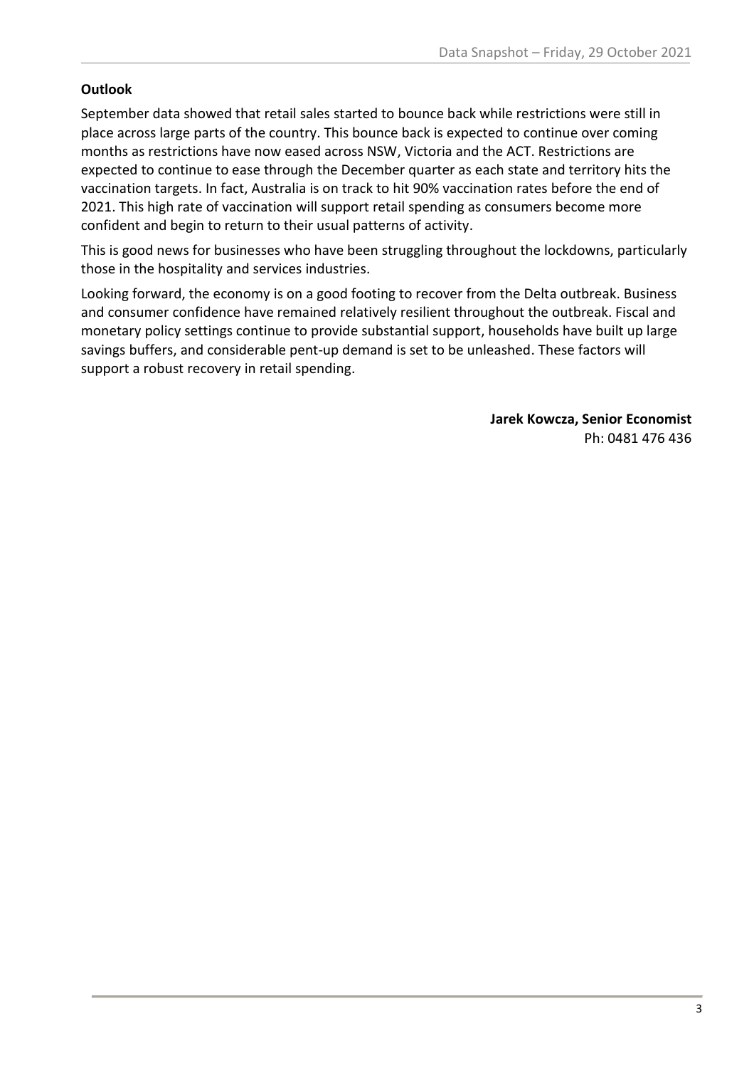**Outlook**

September data showed that retail sales started to bounce back while restrictions were still in place across large parts of the country. This bounce back is expected to continue over coming months as restrictions have now eased across NSW, Victoria and the ACT. Restrictions are expected to continue to ease through the December quarter as each state and territory hits the vaccination targets. In fact, Australia is on track to hit 90% vaccination rates before the end of 2021. This high rate of vaccination will support retail spending as consumers become more confident and begin to return to their usual patterns of activity.

This is good news for businesses who have been struggling throughout the lockdowns, particularly those in the hospitality and services industries.

Looking forward, the economy is on a good footing to recover from the Delta outbreak. Business and consumer confidence have remained relatively resilient throughout the outbreak. Fiscal and monetary policy settings continue to provide substantial support, households have built up large savings buffers, and considerable pent-up demand is set to be unleashed. These factors will support a robust recovery in retail spending.

**Jarek Kowcza, Senior Economist**
Ph: 0481 476 436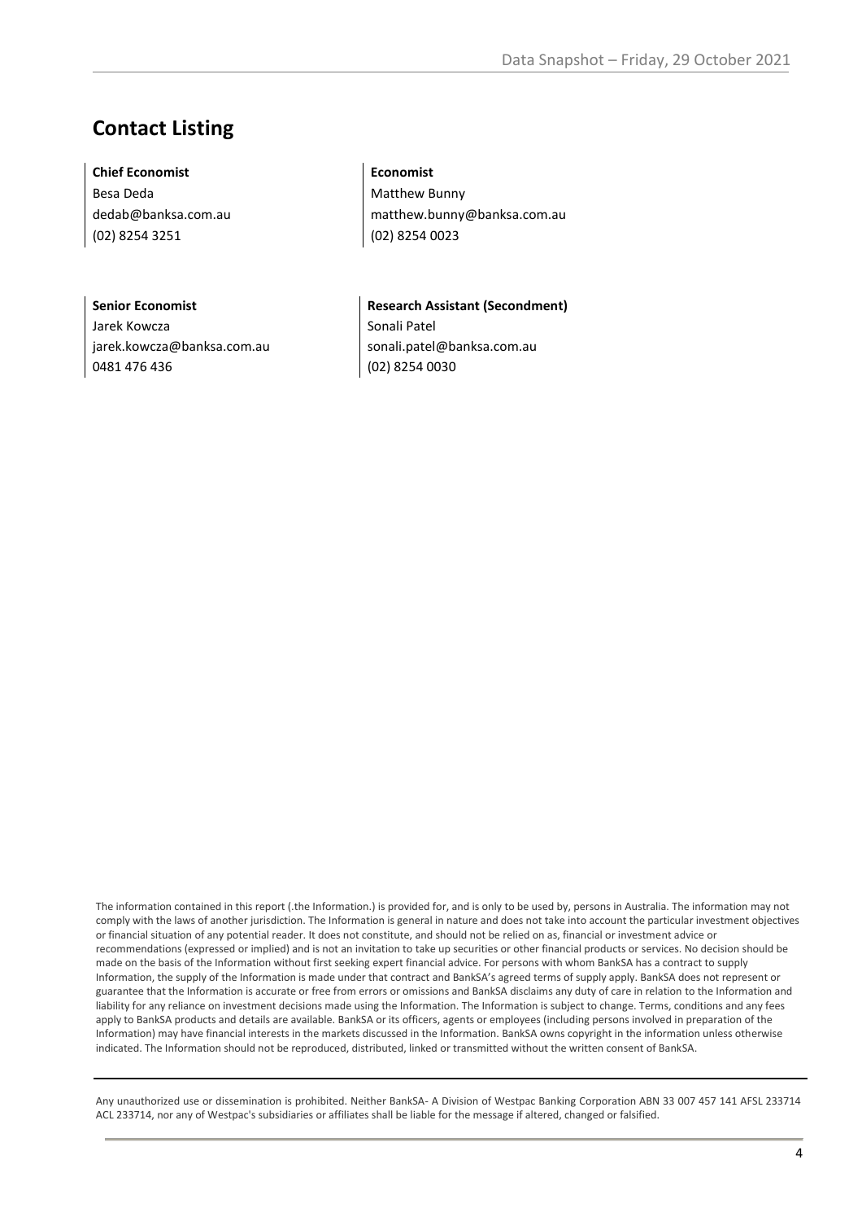## Contact Listing

**Chief Economist**
Besa Deda
dedab@banksa.com.au
(02) 8254 3251

**Economist**
Matthew Bunny
matthew.bunny@banksa.com.au
(02) 8254 0023

**Senior Economist**
Jarek Kowcza
jarek.kowcza@banksa.com.au
0481 476 436

**Research Assistant (Secondment)**
Sonali Patel
sonali.patel@banksa.com.au
(02) 8254 0030

The information contained in this report (.the Information.) is provided for, and is only to be used by, persons in Australia. The information may not comply with the laws of another jurisdiction. The Information is general in nature and does not take into account the particular investment objectives or financial situation of any potential reader. It does not constitute, and should not be relied on as, financial or investment advice or recommendations (expressed or implied) and is not an invitation to take up securities or other financial products or services. No decision should be made on the basis of the Information without first seeking expert financial advice. For persons with whom BankSA has a contract to supply Information, the supply of the Information is made under that contract and BankSA's agreed terms of supply apply. BankSA does not represent or guarantee that the Information is accurate or free from errors or omissions and BankSA disclaims any duty of care in relation to the Information and liability for any reliance on investment decisions made using the Information. The Information is subject to change. Terms, conditions and any fees apply to BankSA products and details are available. BankSA or its officers, agents or employees (including persons involved in preparation of the Information) may have financial interests in the markets discussed in the Information. BankSA owns copyright in the information unless otherwise indicated. The Information should not be reproduced, distributed, linked or transmitted without the written consent of BankSA.

Any unauthorized use or dissemination is prohibited. Neither BankSA- A Division of Westpac Banking Corporation ABN 33 007 457 141 AFSL 233714 ACL 233714, nor any of Westpac's subsidiaries or affiliates shall be liable for the message if altered, changed or falsified.